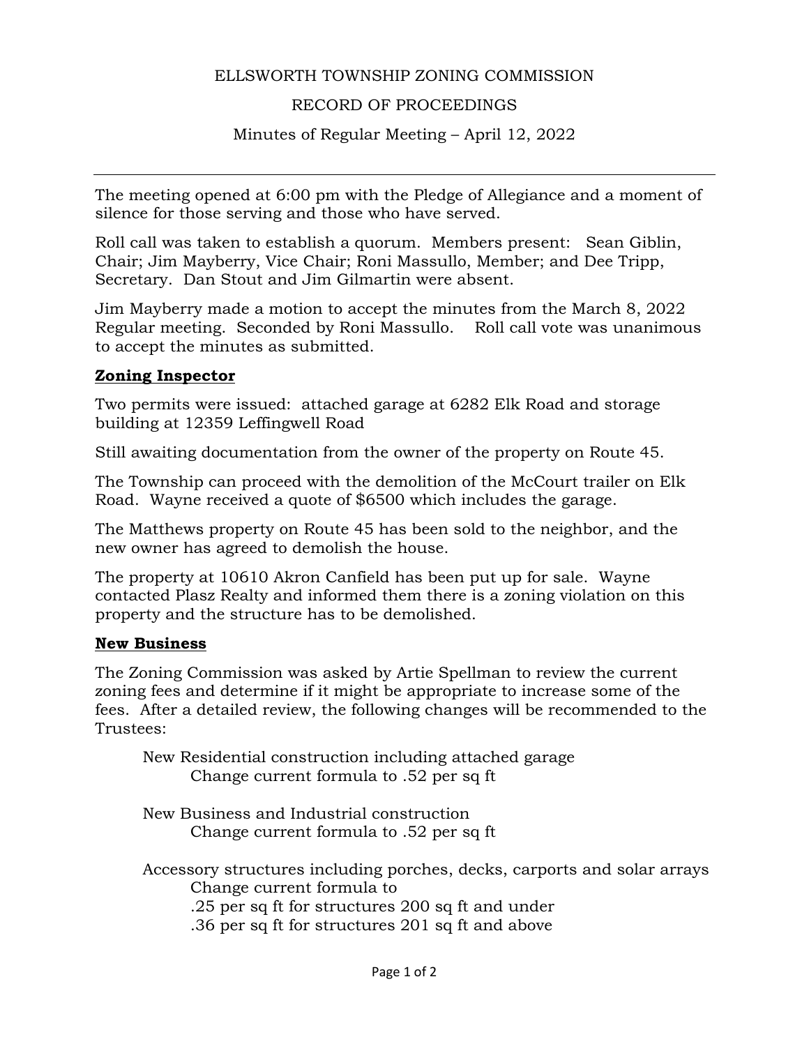ELLSWORTH TOWNSHIP ZONING COMMISSION

RECORD OF PROCEEDINGS

Minutes of Regular Meeting – April 12, 2022

---

The meeting opened at 6:00 pm with the Pledge of Allegiance and a moment of silence for those serving and those who have served.

Roll call was taken to establish a quorum. Members present: Sean Giblin, Chair; Jim Mayberry, Vice Chair; Roni Massullo, Member; and Dee Tripp, Secretary. Dan Stout and Jim Gilmartin were absent.

Jim Mayberry made a motion to accept the minutes from the March 8, 2022 Regular meeting. Seconded by Roni Massullo. Roll call vote was unanimous to accept the minutes as submitted.

**Zoning Inspector**

Two permits were issued: attached garage at 6282 Elk Road and storage building at 12359 Leffingwell Road

Still awaiting documentation from the owner of the property on Route 45.

The Township can proceed with the demolition of the McCourt trailer on Elk Road. Wayne received a quote of $6500 which includes the garage.

The Matthews property on Route 45 has been sold to the neighbor, and the new owner has agreed to demolish the house.

The property at 10610 Akron Canfield has been put up for sale. Wayne contacted Plasz Realty and informed them there is a zoning violation on this property and the structure has to be demolished.

**New Business**

The Zoning Commission was asked by Artie Spellman to review the current zoning fees and determine if it might be appropriate to increase some of the fees. After a detailed review, the following changes will be recommended to the Trustees:

New Residential construction including attached garage
Change current formula to .52 per sq ft

New Business and Industrial construction
Change current formula to .52 per sq ft

Accessory structures including porches, decks, carports and solar arrays
Change current formula to
.25 per sq ft for structures 200 sq ft and under
.36 per sq ft for structures 201 sq ft and above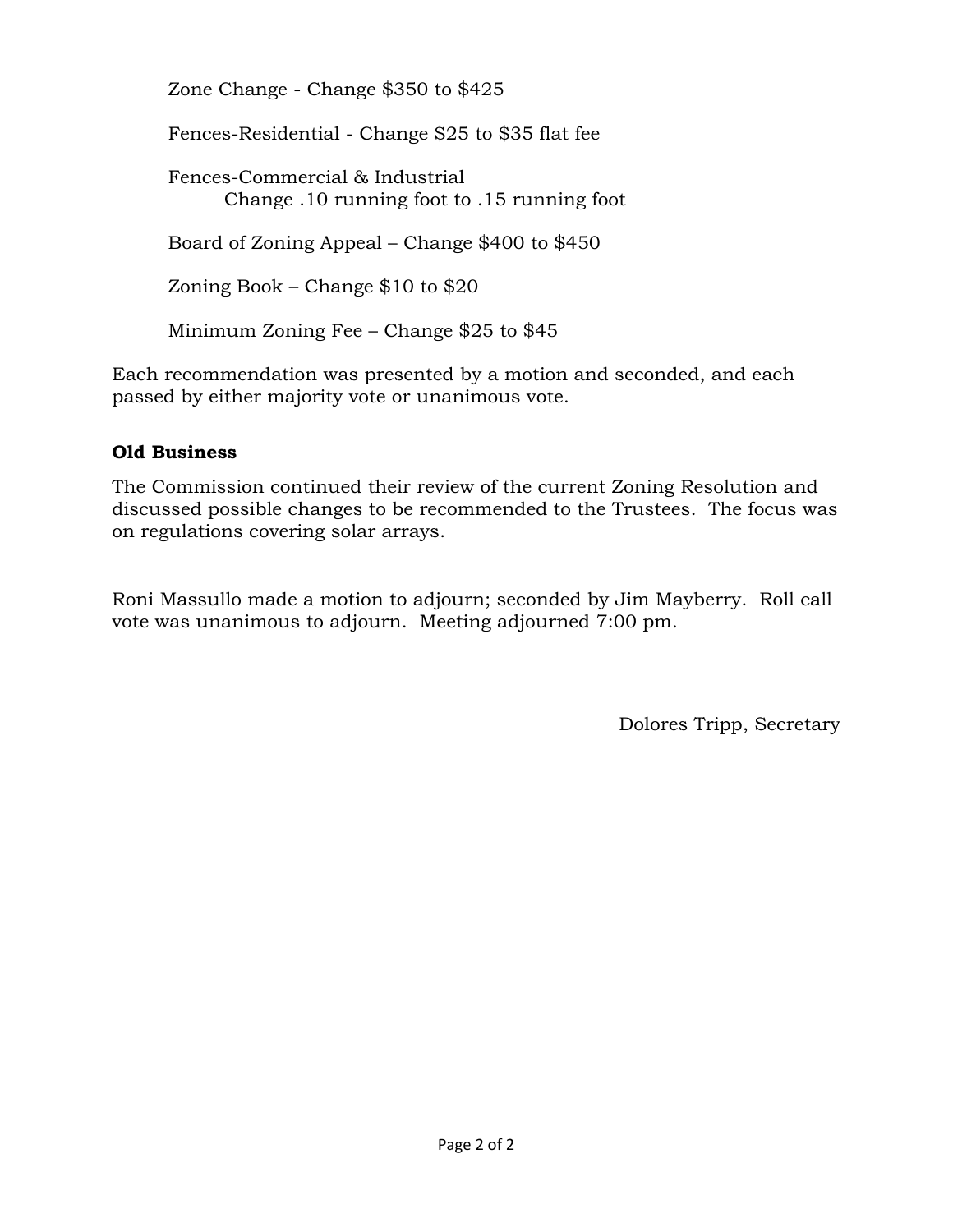Zone Change - Change $350 to $425

Fences-Residential - Change $25 to $35 flat fee

Fences-Commercial & Industrial
Change .10 running foot to .15 running foot

Board of Zoning Appeal – Change $400 to $450

Zoning Book – Change $10 to $20

Minimum Zoning Fee – Change $25 to $45

Each recommendation was presented by a motion and seconded, and each passed by either majority vote or unanimous vote.

## Old Business

The Commission continued their review of the current Zoning Resolution and discussed possible changes to be recommended to the Trustees. The focus was on regulations covering solar arrays.

Roni Massullo made a motion to adjourn; seconded by Jim Mayberry. Roll call vote was unanimous to adjourn. Meeting adjourned 7:00 pm.

Dolores Tripp, Secretary